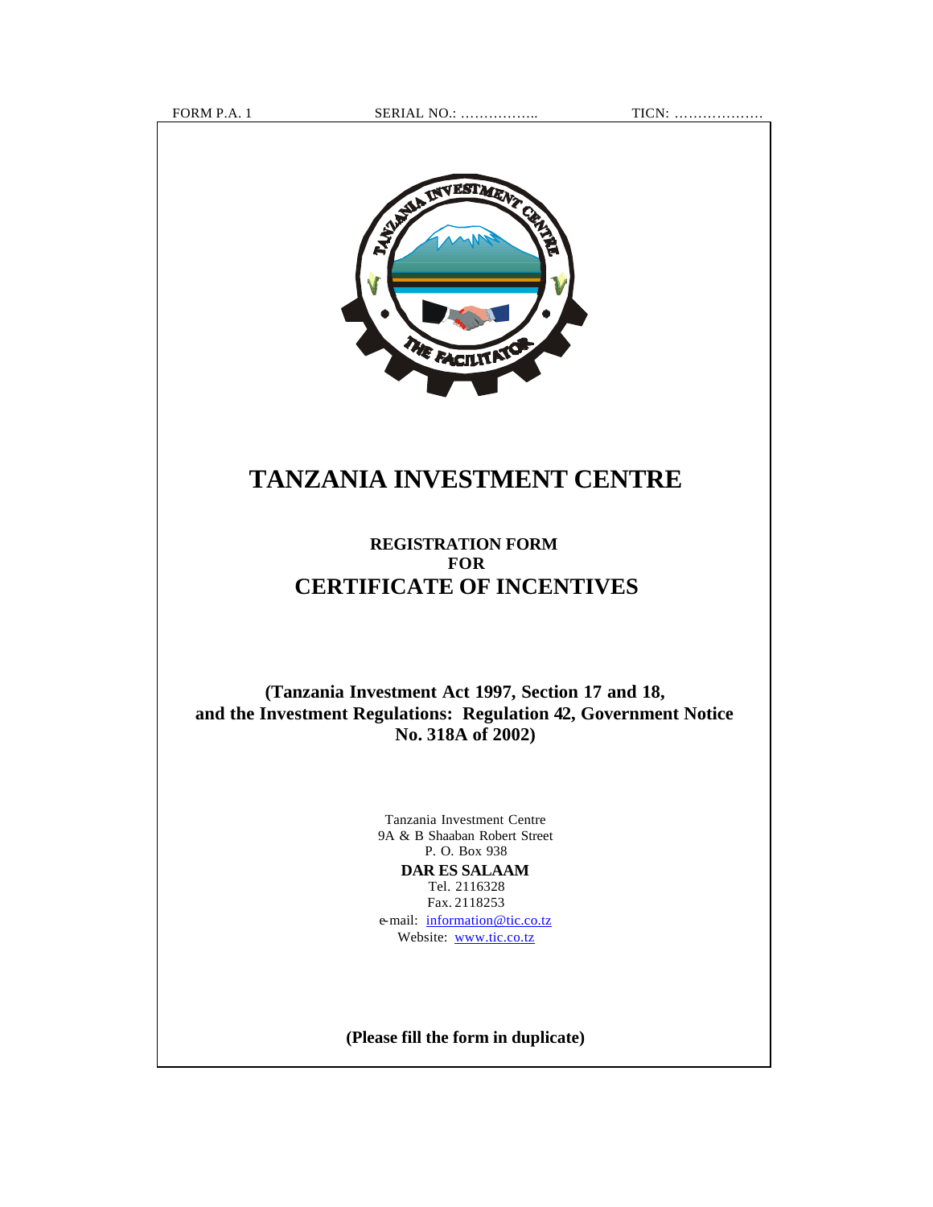FORM P.A. 1 SERIAL NO.: …………….. TICN: ……………….

# TANZANIA INVESTMENT CENTRE

## REGISTRATION FORM
## FOR
## CERTIFICATE OF INCENTIVES

**(Tanzania Investment Act 1997, Section 17 and 18, and the Investment Regulations: Regulation 42, Government Notice No. 318A of 2002)**

Tanzania Investment Centre
9A & B Shaaban Robert Street
P. O. Box 938
**DAR ES SALAAM**
Tel. 2116328
Fax. 2118253
e-mail: information@tic.co.tz
Website: www.tic.co.tz

**(Please fill the form in duplicate)**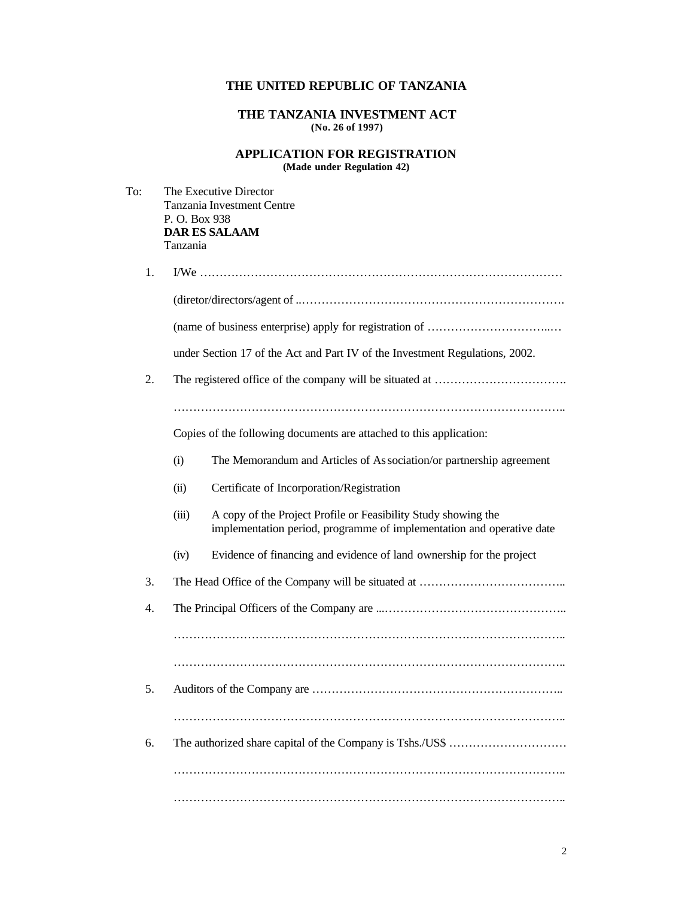**THE UNITED REPUBLIC OF TANZANIA**

**THE TANZANIA INVESTMENT ACT**
**(No. 26 of 1997)**

**APPLICATION FOR REGISTRATION**
**(Made under Regulation 42)**

To: The Executive Director
Tanzania Investment Centre
P. O. Box 938
**DAR ES SALAAM**
Tanzania

1. I/We ……………………………………………………………………………………

   (diretor/directors/agent of ..……………………………………………………………….

   (name of business enterprise) apply for registration of …………………………...…

   under Section 17 of the Act and Part IV of the Investment Regulations, 2002.

2. The registered office of the company will be situated at …………………………….

   ………………………………………………………………………………………..

   Copies of the following documents are attached to this application:

   (i) The Memorandum and Articles of Association/or partnership agreement

   (ii) Certificate of Incorporation/Registration

   (iii) A copy of the Project Profile or Feasibility Study showing the implementation period, programme of implementation and operative date

   (iv) Evidence of financing and evidence of land ownership for the project

3. The Head Office of the Company will be situated at ………………………………..

4. The Principal Officers of the Company are ...………………………………………..

   ………………………………………………………………………………………..

   ………………………………………………………………………………………..

5. Auditors of the Company are ……………………………………………………..

   ………………………………………………………………………………………..

6. The authorized share capital of the Company is Tshs./US$ …………………………

   ………………………………………………………………………………………..

   ………………………………………………………………………………………..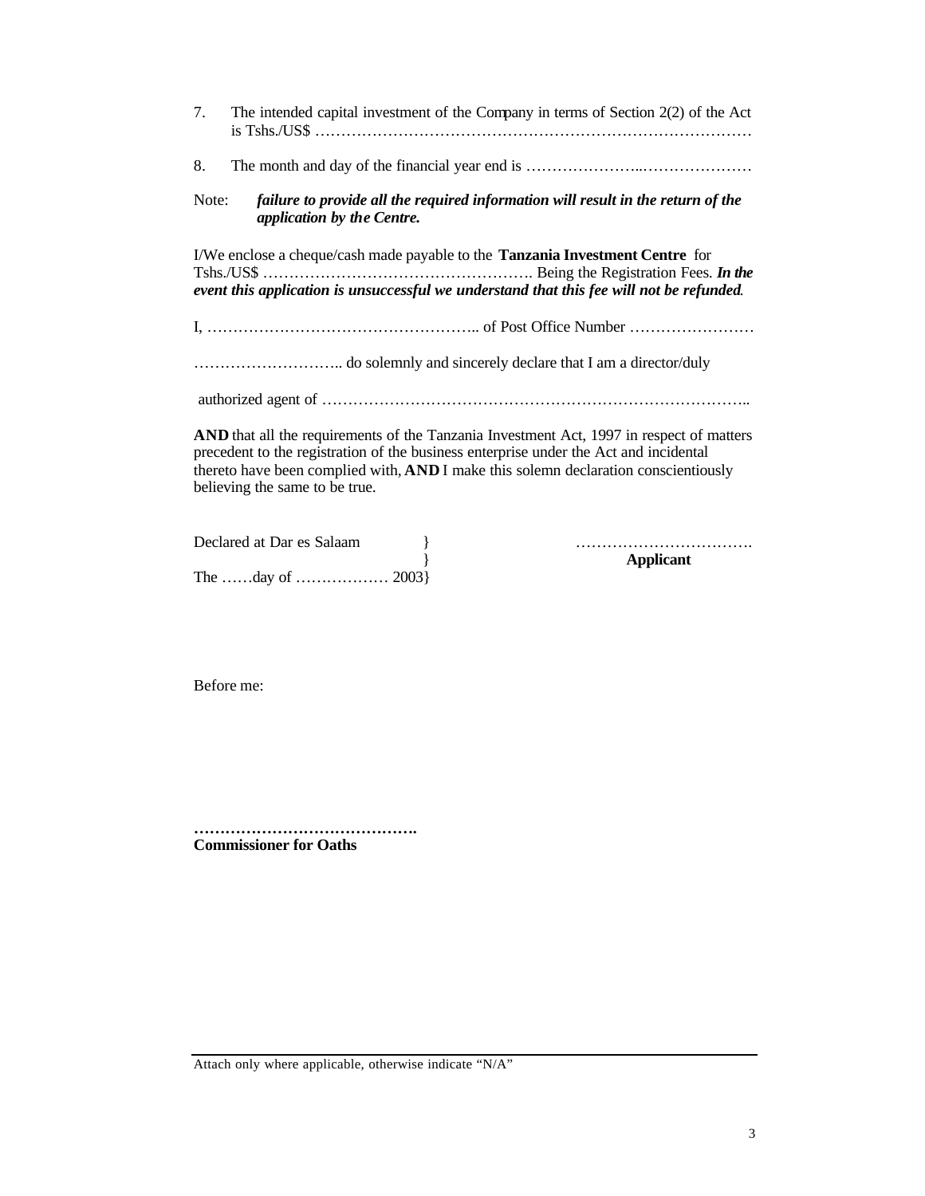7. The intended capital investment of the Company in terms of Section 2(2) of the Act is Tshs./US$ …………………………………………………………………………

8. The month and day of the financial year end is …………………..…………………

Note: ***failure to provide all the required information will result in the return of the application by the Centre.***

I/We enclose a cheque/cash made payable to the **Tanzania Investment Centre** for Tshs./US$ ……………………………………………. Being the Registration Fees. ***In the event this application is unsuccessful we understand that this fee will not be refunded***.

I, …………………………………………….. of Post Office Number ……………………

……………………….. do solemnly and sincerely declare that I am a director/duly

authorized agent of ………………………………………………………………………..

**AND** that all the requirements of the Tanzania Investment Act, 1997 in respect of matters precedent to the registration of the business enterprise under the Act and incidental thereto have been complied with, **AND** I make this solemn declaration conscientiously believing the same to be true.

Declared at Dar es Salaam }
}
The ……day of ……………… 2003}

…………………………….
**Applicant**

Before me:

…………………………………….
**Commissioner for Oaths**

Attach only where applicable, otherwise indicate "N/A"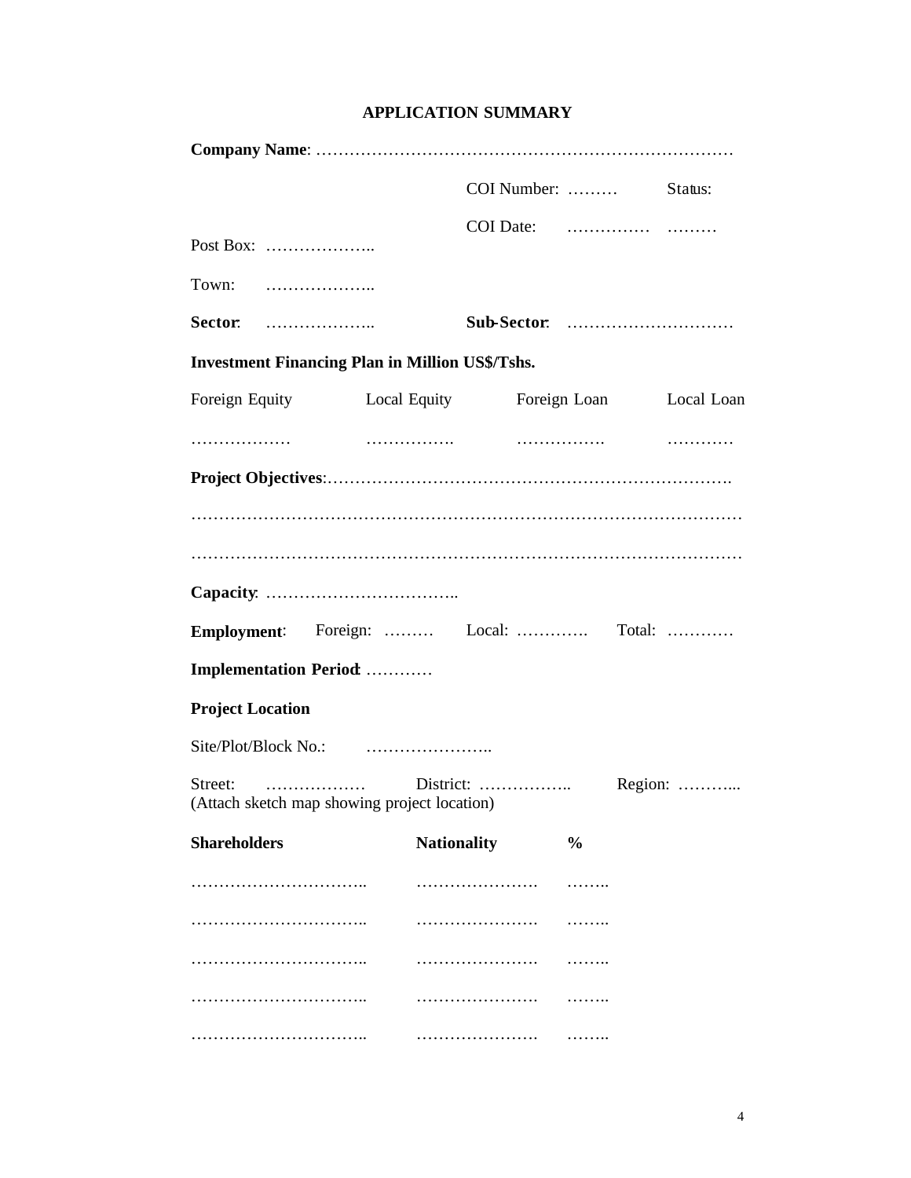## APPLICATION SUMMARY

**Company Name**: ……………………………………………………………………

COI Number: ……… Status:

COI Date: …………… ………

Post Box: ………………..

Town: ………………..

**Sector**: ……………….. **Sub-Sector**: …………………………

**Investment Financing Plan in Million US$/Tshs.**

| Foreign Equity | Local Equity | Foreign Loan | Local Loan |
|---|---|---|---|
| ……………… | ……………. | ……………. | ………… |

**Project Objectives**:……………………………………………………………….

………………………………………………………………………………………

………………………………………………………………………………………

**Capacity**: ……………………………..

**Employment**: Foreign: ……… Local: …………. Total: …………

**Implementation Period**: …………

**Project Location**

Site/Plot/Block No.: …………………..

Street: ……………… District: …………….. Region: ………...
(Attach sketch map showing project location)

| Shareholders | Nationality | % |
|---|---|---|
| ………………………….. | …………………. | …….. |
| ………………………….. | …………………. | …….. |
| ………………………….. | …………………. | …….. |
| ………………………….. | …………………. | …….. |
| ………………………….. | …………………. | …….. |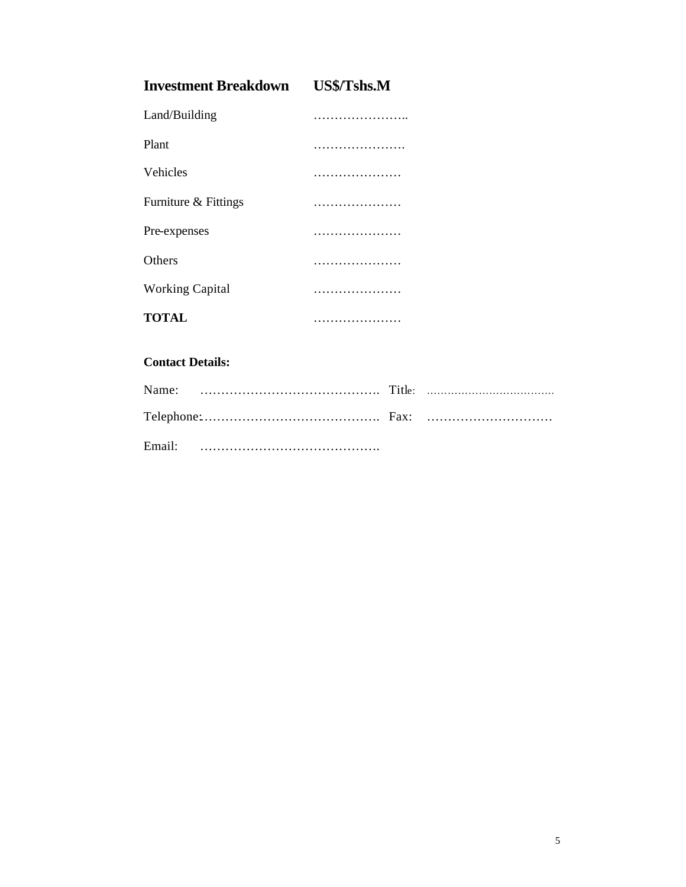| **Investment Breakdown** | **US$/Tshs.M** |
|---|---|
| Land/Building | ………………….. |
| Plant | …………………. |
| Vehicles | ………………… |
| Furniture & Fittings | ………………… |
| Pre-expenses | ………………… |
| Others | ………………… |
| Working Capital | ………………… |
| **TOTAL** | ………………… |

**Contact Details:**

Name: ……………………………………. Title: ……………………………….

Telephone:……………………………………. Fax: …………………………

Email: …………………………………….